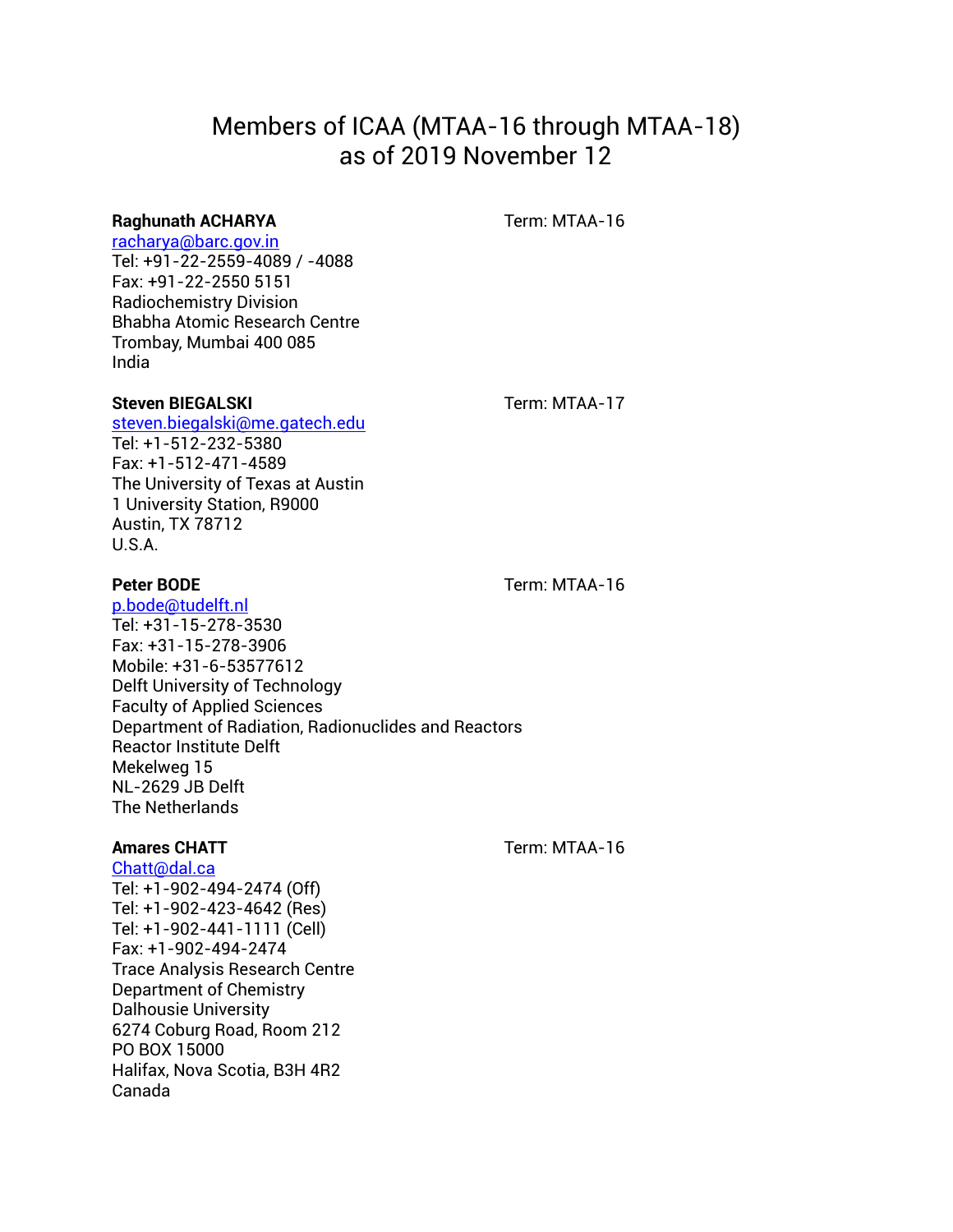# Members of ICAA (MTAA-16 through MTAA-18)
# as of 2019 November 12

**Raghunath ACHARYA** Term: MTAA-16
racharya@barc.gov.in
Tel: +91-22-2559-4089 / -4088
Fax: +91-22-2550 5151
Radiochemistry Division
Bhabha Atomic Research Centre
Trombay, Mumbai 400 085
India

**Steven BIEGALSKI** Term: MTAA-17
steven.biegalski@me.gatech.edu
Tel: +1-512-232-5380
Fax: +1-512-471-4589
The University of Texas at Austin
1 University Station, R9000
Austin, TX 78712
U.S.A.

**Peter BODE** Term: MTAA-16
p.bode@tudelft.nl
Tel: +31-15-278-3530
Fax: +31-15-278-3906
Mobile: +31-6-53577612
Delft University of Technology
Faculty of Applied Sciences
Department of Radiation, Radionuclides and Reactors
Reactor Institute Delft
Mekelweg 15
NL-2629 JB Delft
The Netherlands

**Amares CHATT** Term: MTAA-16
Chatt@dal.ca
Tel: +1-902-494-2474 (Off)
Tel: +1-902-423-4642 (Res)
Tel: +1-902-441-1111 (Cell)
Fax: +1-902-494-2474
Trace Analysis Research Centre
Department of Chemistry
Dalhousie University
6274 Coburg Road, Room 212
PO BOX 15000
Halifax, Nova Scotia, B3H 4R2
Canada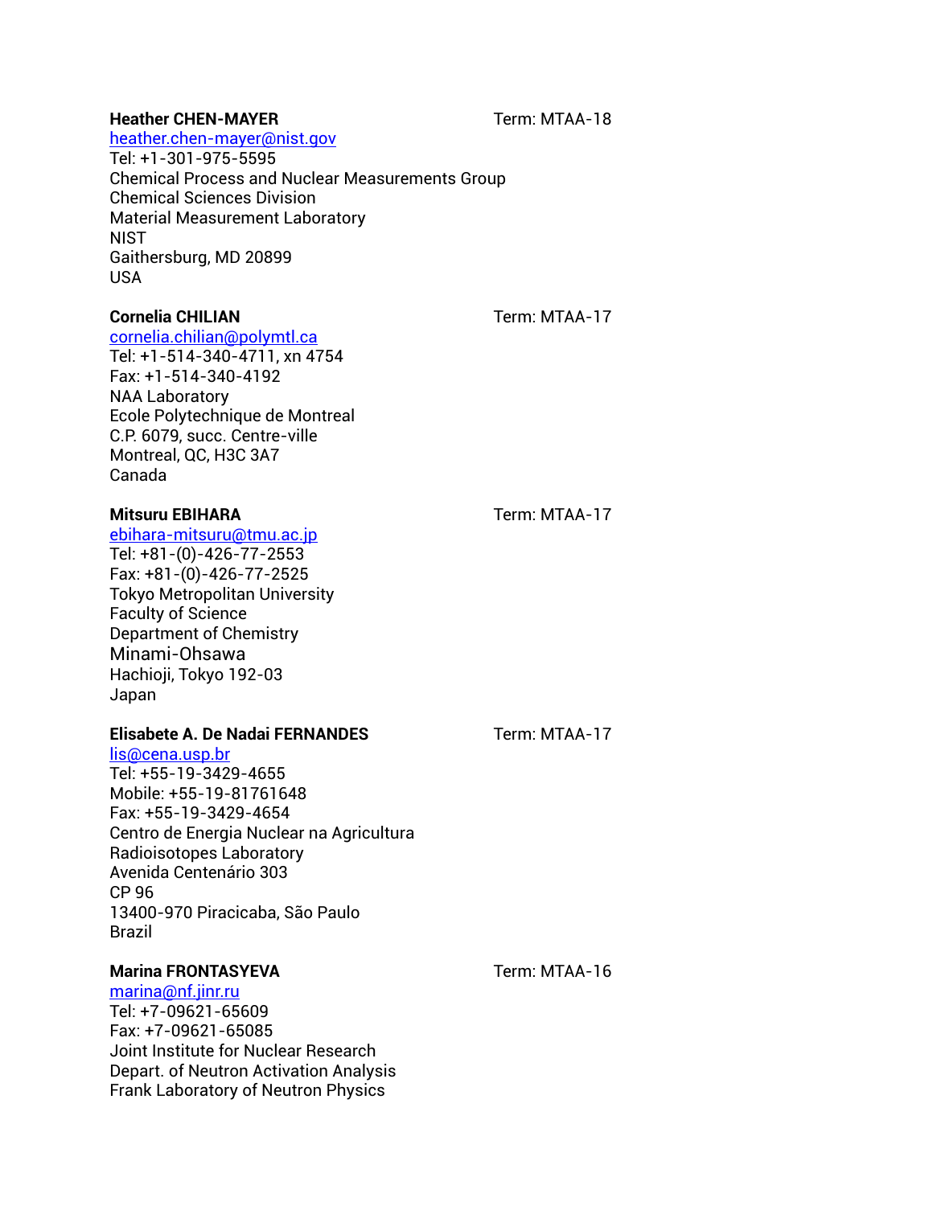**Heather CHEN-MAYER** Term: MTAA-18

heather.chen-mayer@nist.gov
Tel: +1-301-975-5595
Chemical Process and Nuclear Measurements Group
Chemical Sciences Division
Material Measurement Laboratory
NIST
Gaithersburg, MD 20899
USA

**Cornelia CHILIAN** Term: MTAA-17

cornelia.chilian@polymtl.ca
Tel: +1-514-340-4711, xn 4754
Fax: +1-514-340-4192
NAA Laboratory
Ecole Polytechnique de Montreal
C.P. 6079, succ. Centre-ville
Montreal, QC, H3C 3A7
Canada

**Mitsuru EBIHARA** Term: MTAA-17

ebihara-mitsuru@tmu.ac.jp
Tel: +81-(0)-426-77-2553
Fax: +81-(0)-426-77-2525
Tokyo Metropolitan University
Faculty of Science
Department of Chemistry
Minami-Ohsawa
Hachioji, Tokyo 192-03
Japan

**Elisabete A. De Nadai FERNANDES** Term: MTAA-17

lis@cena.usp.br
Tel: +55-19-3429-4655
Mobile: +55-19-81761648
Fax: +55-19-3429-4654
Centro de Energia Nuclear na Agricultura
Radioisotopes Laboratory
Avenida Centenário 303
CP 96
13400-970 Piracicaba, São Paulo
Brazil

**Marina FRONTASYEVA** Term: MTAA-16

marina@nf.jinr.ru
Tel: +7-09621-65609
Fax: +7-09621-65085
Joint Institute for Nuclear Research
Depart. of Neutron Activation Analysis
Frank Laboratory of Neutron Physics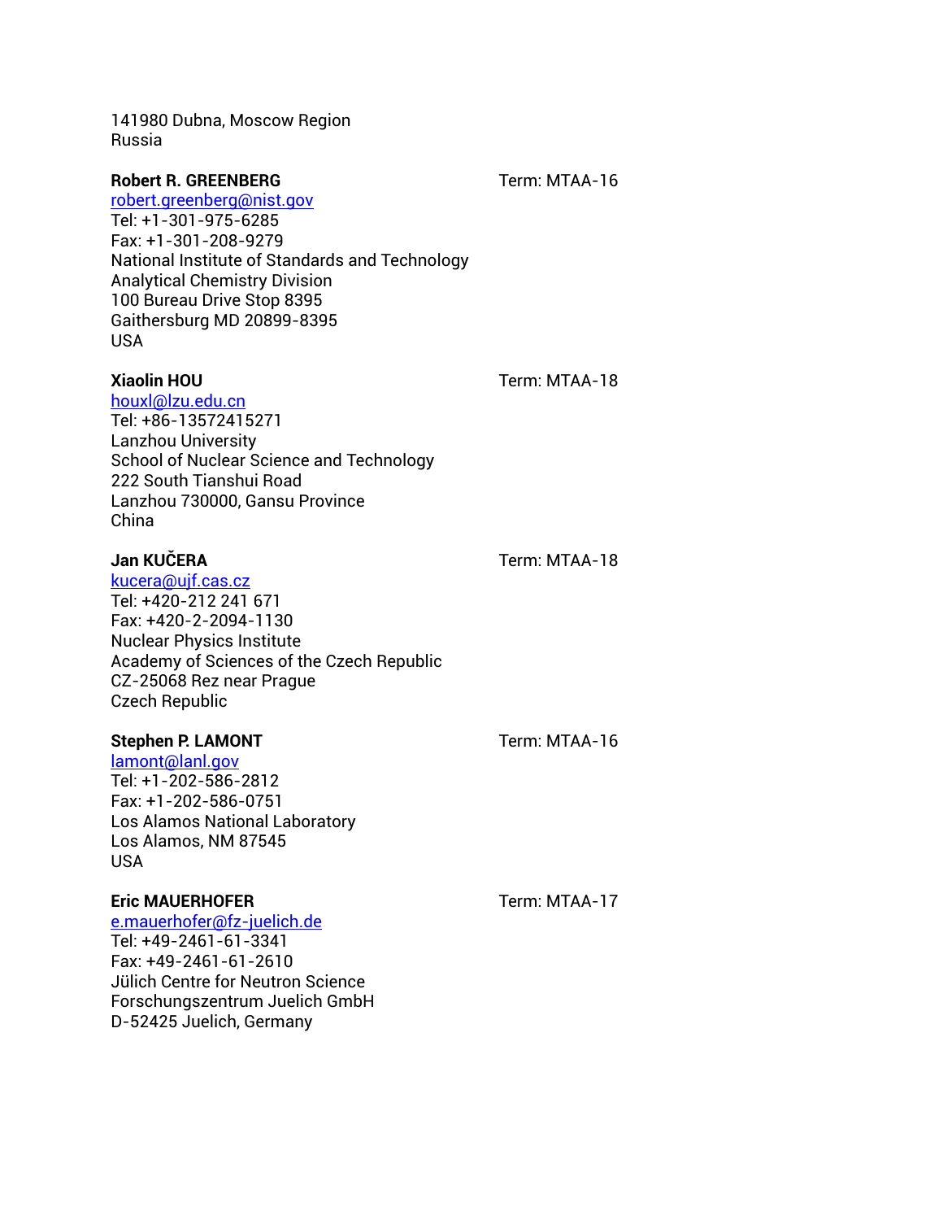141980 Dubna, Moscow Region
Russia

**Robert R. GREENBERG** Term: MTAA-16
robert.greenberg@nist.gov
Tel: +1-301-975-6285
Fax: +1-301-208-9279
National Institute of Standards and Technology
Analytical Chemistry Division
100 Bureau Drive Stop 8395
Gaithersburg MD 20899-8395
USA

**Xiaolin HOU** Term: MTAA-18
houxl@lzu.edu.cn
Tel: +86-13572415271
Lanzhou University
School of Nuclear Science and Technology
222 South Tianshui Road
Lanzhou 730000, Gansu Province
China

**Jan KUČERA** Term: MTAA-18
kucera@ujf.cas.cz
Tel: +420-212 241 671
Fax: +420-2-2094-1130
Nuclear Physics Institute
Academy of Sciences of the Czech Republic
CZ-25068 Rez near Prague
Czech Republic

**Stephen P. LAMONT** Term: MTAA-16
lamont@lanl.gov
Tel: +1-202-586-2812
Fax: +1-202-586-0751
Los Alamos National Laboratory
Los Alamos, NM 87545
USA

**Eric MAUERHOFER** Term: MTAA-17
e.mauerhofer@fz-juelich.de
Tel: +49-2461-61-3341
Fax: +49-2461-61-2610
Jülich Centre for Neutron Science
Forschungszentrum Juelich GmbH
D-52425 Juelich, Germany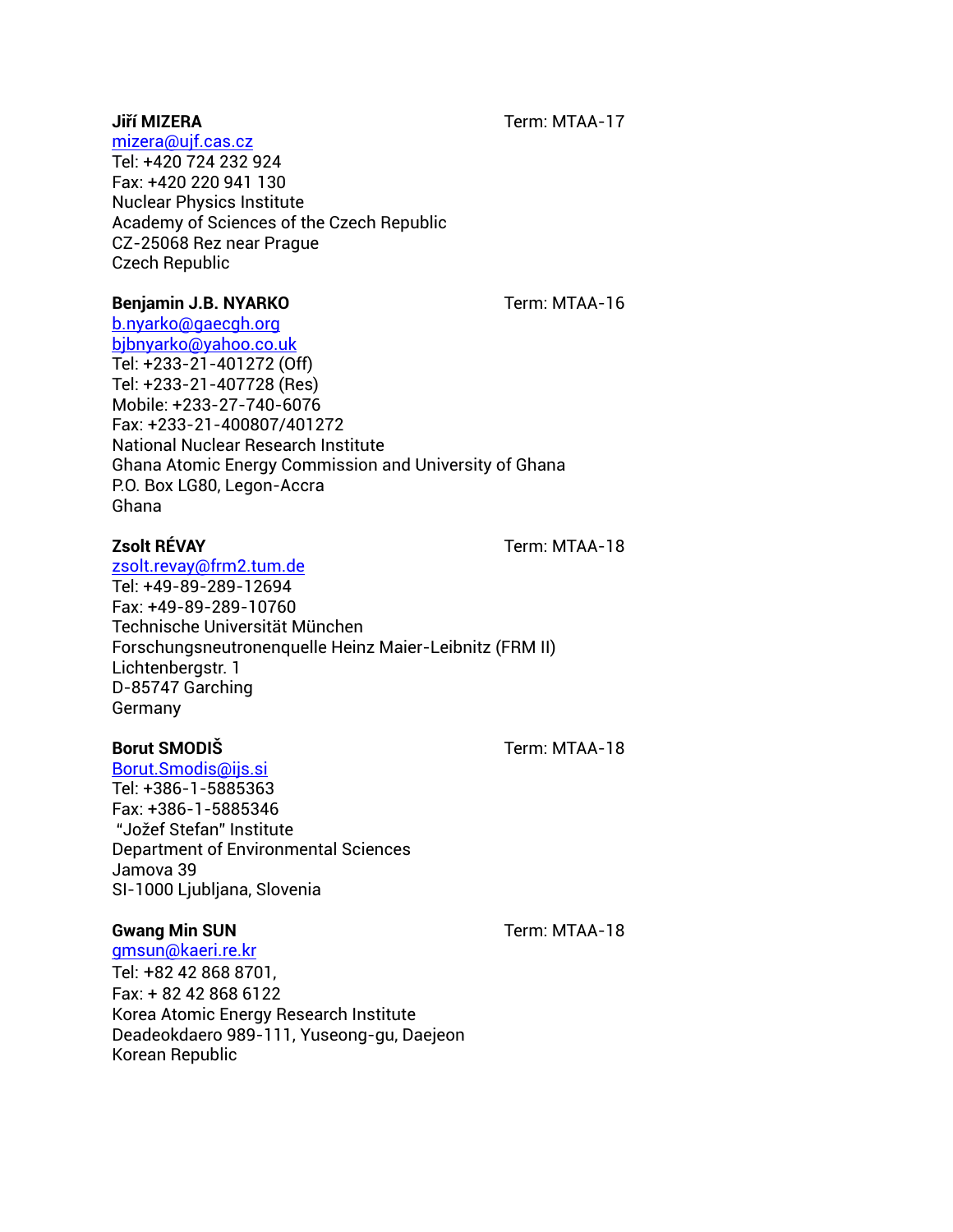**Jiří MIZERA** Term: MTAA-17

mizera@ujf.cas.cz
Tel: +420 724 232 924
Fax: +420 220 941 130
Nuclear Physics Institute
Academy of Sciences of the Czech Republic
CZ-25068 Rez near Prague
Czech Republic

**Benjamin J.B. NYARKO** Term: MTAA-16

b.nyarko@gaecgh.org
bjbnyarko@yahoo.co.uk
Tel: +233-21-401272 (Off)
Tel: +233-21-407728 (Res)
Mobile: +233-27-740-6076
Fax: +233-21-400807/401272
National Nuclear Research Institute
Ghana Atomic Energy Commission and University of Ghana
P.O. Box LG80, Legon-Accra
Ghana

**Zsolt RÉVAY** Term: MTAA-18

zsolt.revay@frm2.tum.de
Tel: +49-89-289-12694
Fax: +49-89-289-10760
Technische Universität München
Forschungsneutronenquelle Heinz Maier-Leibnitz (FRM II)
Lichtenbergstr. 1
D-85747 Garching
Germany

**Borut SMODIŠ** Term: MTAA-18

Borut.Smodis@ijs.si
Tel: +386-1-5885363
Fax: +386-1-5885346
"Jožef Stefan" Institute
Department of Environmental Sciences
Jamova 39
SI-1000 Ljubljana, Slovenia

**Gwang Min SUN** Term: MTAA-18

gmsun@kaeri.re.kr
Tel: +82 42 868 8701,
Fax: + 82 42 868 6122
Korea Atomic Energy Research Institute
Deadeokdaero 989-111, Yuseong-gu, Daejeon
Korean Republic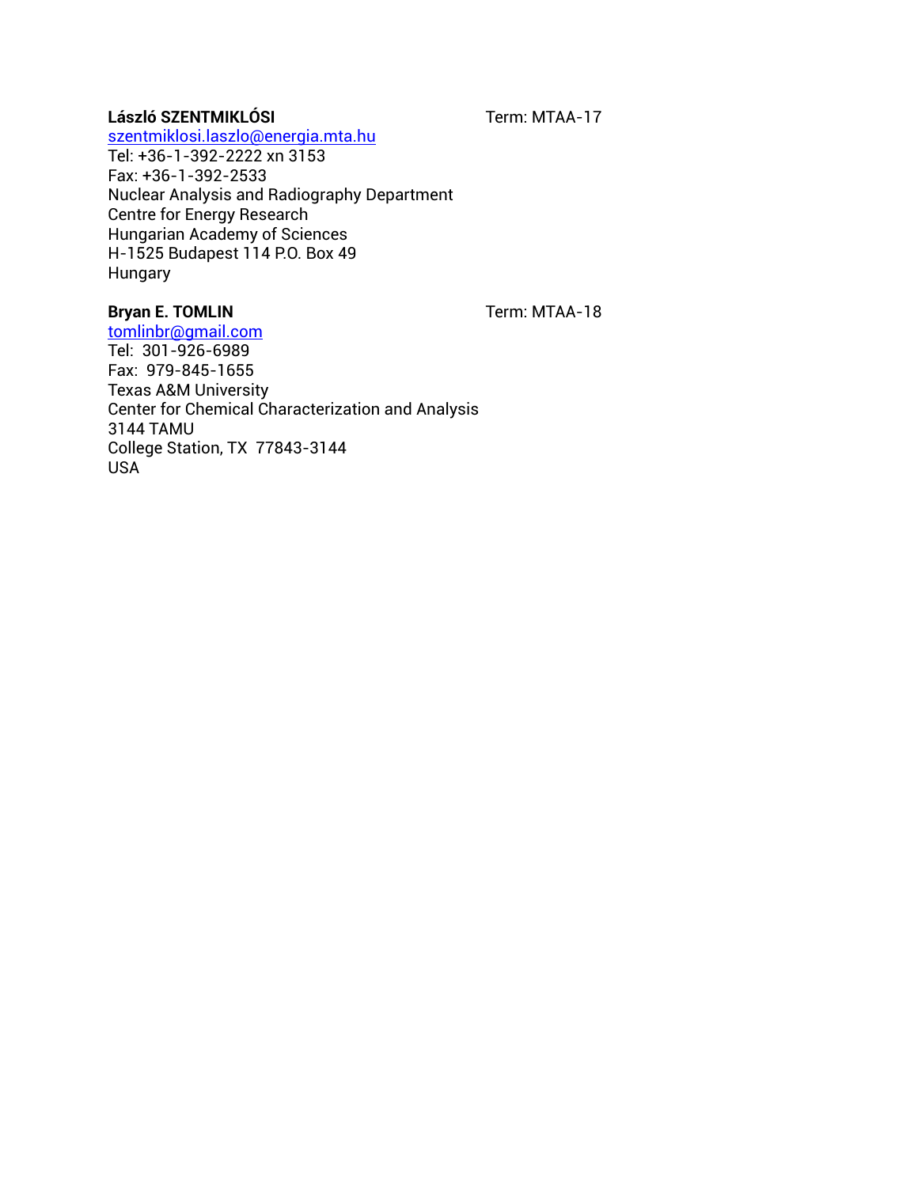**László SZENTMIKLÓSI** Term: MTAA-17
szentmiklosi.laszlo@energia.mta.hu
Tel: +36-1-392-2222 xn 3153
Fax: +36-1-392-2533
Nuclear Analysis and Radiography Department
Centre for Energy Research
Hungarian Academy of Sciences
H-1525 Budapest 114 P.O. Box 49
Hungary

**Bryan E. TOMLIN** Term: MTAA-18
tomlinbr@gmail.com
Tel: 301-926-6989
Fax: 979-845-1655
Texas A&M University
Center for Chemical Characterization and Analysis
3144 TAMU
College Station, TX 77843-3144
USA